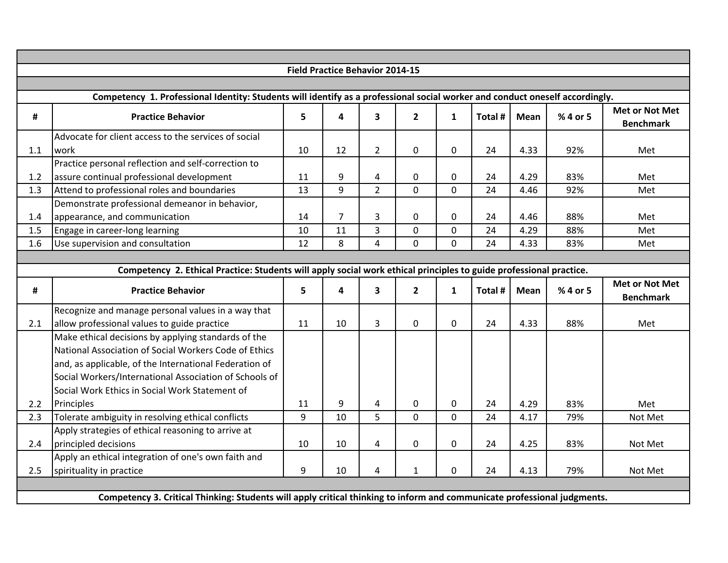## Field Practice Behavior 2014-15

**Competency 1. Professional Identity: Students will identify as a professional social worker and conduct oneself accordingly.**

| # | Practice Behavior | 5 | 4 | 3 | 2 | 1 | Total # | Mean | % 4 or 5 | Met or Not Met Benchmark |
|---|---|---|---|---|---|---|---|---|---|---|
| 1.1 | Advocate for client access to the services of social work | 10 | 12 | 2 | 0 | 0 | 24 | 4.33 | 92% | Met |
| 1.2 | Practice personal reflection and self-correction to assure continual professional development | 11 | 9 | 4 | 0 | 0 | 24 | 4.29 | 83% | Met |
| 1.3 | Attend to professional roles and boundaries | 13 | 9 | 2 | 0 | 0 | 24 | 4.46 | 92% | Met |
| 1.4 | Demonstrate professional demeanor in behavior, appearance, and communication | 14 | 7 | 3 | 0 | 0 | 24 | 4.46 | 88% | Met |
| 1.5 | Engage in career-long learning | 10 | 11 | 3 | 0 | 0 | 24 | 4.29 | 88% | Met |
| 1.6 | Use supervision and consultation | 12 | 8 | 4 | 0 | 0 | 24 | 4.33 | 83% | Met |

**Competency 2. Ethical Practice: Students will apply social work ethical principles to guide professional practice.**

| # | Practice Behavior | 5 | 4 | 3 | 2 | 1 | Total # | Mean | % 4 or 5 | Met or Not Met Benchmark |
|---|---|---|---|---|---|---|---|---|---|---|
| 2.1 | Recognize and manage personal values in a way that allow professional values to guide practice | 11 | 10 | 3 | 0 | 0 | 24 | 4.33 | 88% | Met |
| 2.2 | Make ethical decisions by applying standards of the National Association of Social Workers Code of Ethics and, as applicable, of the International Federation of Social Workers/International Association of Schools of Social Work Ethics in Social Work Statement of Principles | 11 | 9 | 4 | 0 | 0 | 24 | 4.29 | 83% | Met |
| 2.3 | Tolerate ambiguity in resolving ethical conflicts | 9 | 10 | 5 | 0 | 0 | 24 | 4.17 | 79% | Not Met |
| 2.4 | Apply strategies of ethical reasoning to arrive at principled decisions | 10 | 10 | 4 | 0 | 0 | 24 | 4.25 | 83% | Not Met |
| 2.5 | Apply an ethical integration of one's own faith and spirituality in practice | 9 | 10 | 4 | 1 | 0 | 24 | 4.13 | 79% | Not Met |

**Competency 3. Critical Thinking: Students will apply critical thinking to inform and communicate professional judgments.**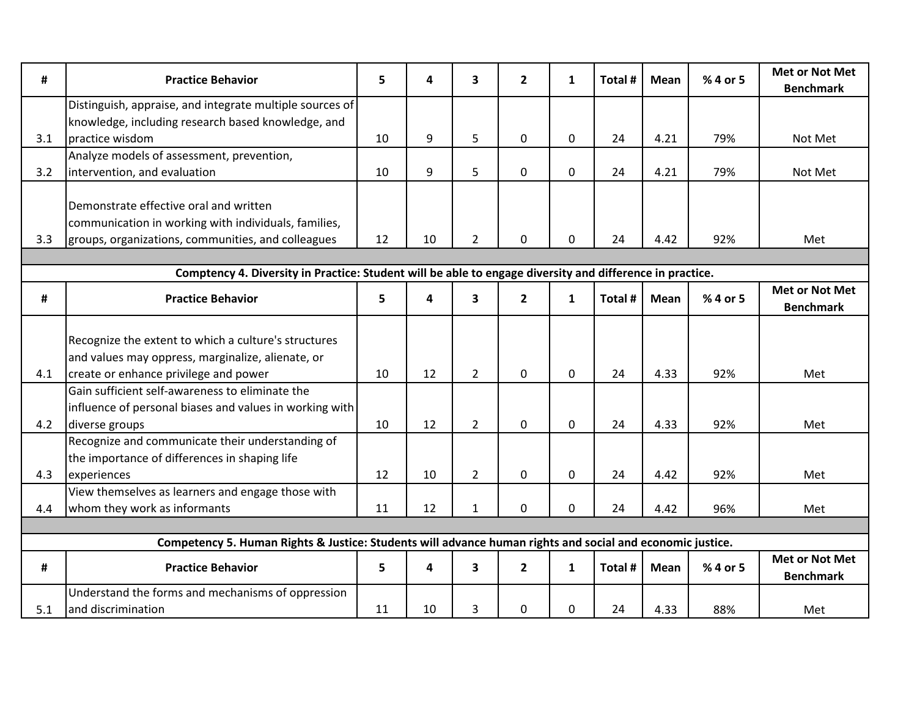| # | Practice Behavior | 5 | 4 | 3 | 2 | 1 | Total # | Mean | % 4 or 5 | Met or Not Met Benchmark |
|---|---|---|---|---|---|---|---|---|---|---|
| 3.1 | Distinguish, appraise, and integrate multiple sources of knowledge, including research based knowledge, and practice wisdom | 10 | 9 | 5 | 0 | 0 | 24 | 4.21 | 79% | Not Met |
| 3.2 | Analyze models of assessment, prevention, intervention, and evaluation | 10 | 9 | 5 | 0 | 0 | 24 | 4.21 | 79% | Not Met |
| 3.3 | Demonstrate effective oral and written communication in working with individuals, families, groups, organizations, communities, and colleagues | 12 | 10 | 2 | 0 | 0 | 24 | 4.42 | 92% | Met |

**Comptency 4. Diversity in Practice: Student will be able to engage diversity and difference in practice.**

| # | Practice Behavior | 5 | 4 | 3 | 2 | 1 | Total # | Mean | % 4 or 5 | Met or Not Met Benchmark |
|---|---|---|---|---|---|---|---|---|---|---|
| 4.1 | Recognize the extent to which a culture's structures and values may oppress, marginalize, alienate, or create or enhance privilege and power | 10 | 12 | 2 | 0 | 0 | 24 | 4.33 | 92% | Met |
| 4.2 | Gain sufficient self-awareness to eliminate the influence of personal biases and values in working with diverse groups | 10 | 12 | 2 | 0 | 0 | 24 | 4.33 | 92% | Met |
| 4.3 | Recognize and communicate their understanding of the importance of differences in shaping life experiences | 12 | 10 | 2 | 0 | 0 | 24 | 4.42 | 92% | Met |
| 4.4 | View themselves as learners and engage those with whom they work as informants | 11 | 12 | 1 | 0 | 0 | 24 | 4.42 | 96% | Met |

**Competency 5. Human Rights & Justice: Students will advance human rights and social and economic justice.**

| # | Practice Behavior | 5 | 4 | 3 | 2 | 1 | Total # | Mean | % 4 or 5 | Met or Not Met Benchmark |
|---|---|---|---|---|---|---|---|---|---|---|
| 5.1 | Understand the forms and mechanisms of oppression and discrimination | 11 | 10 | 3 | 0 | 0 | 24 | 4.33 | 88% | Met |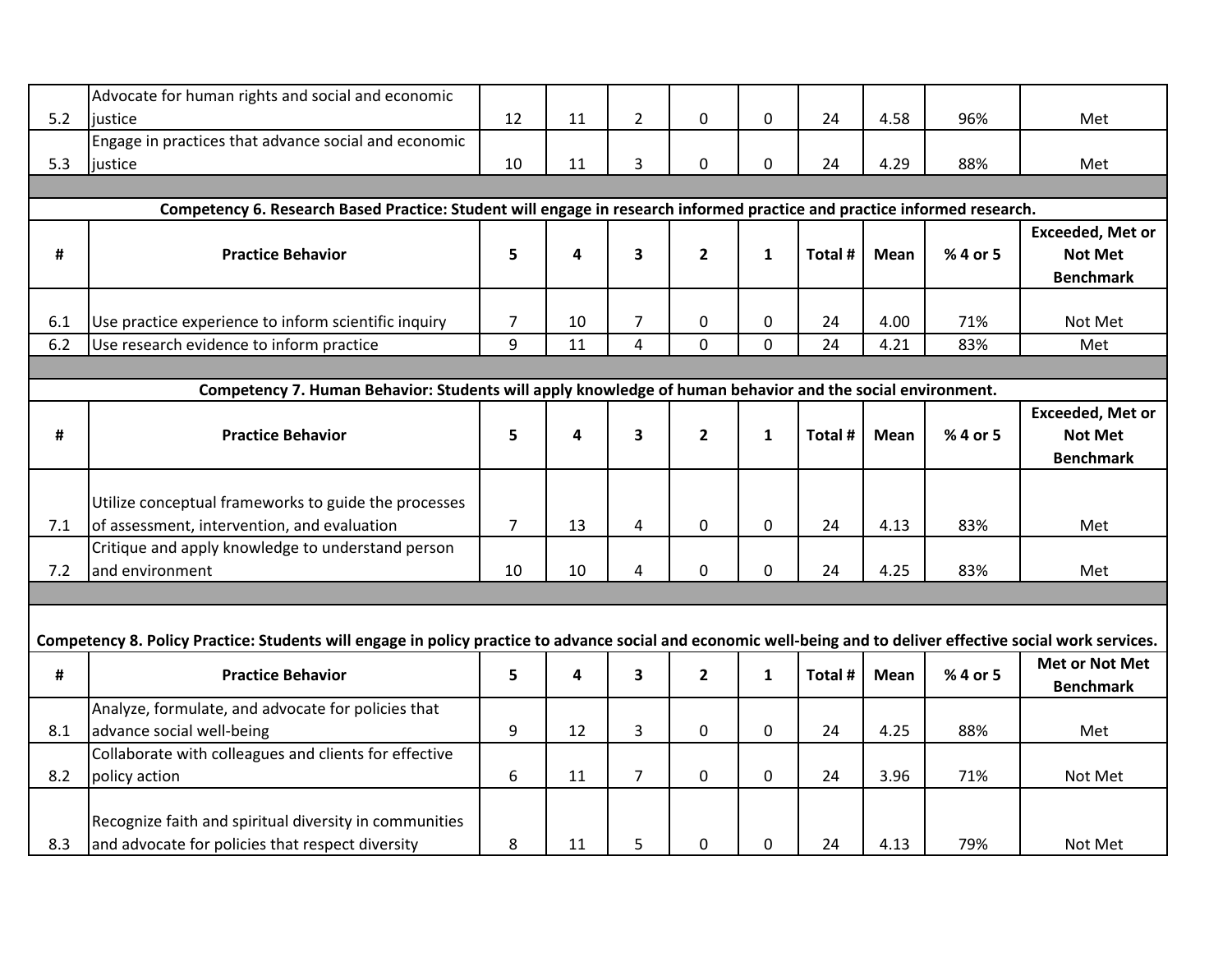| # | Practice Behavior | 5 | 4 | 3 | 2 | 1 | Total # | Mean | % 4 or 5 | Exceeded, Met or Not Met Benchmark |
|---|---|---|---|---|---|---|---|---|---|---|
| 5.2 | Advocate for human rights and social and economic justice | 12 | 11 | 2 | 0 | 0 | 24 | 4.58 | 96% | Met |
| 5.3 | Engage in practices that advance social and economic justice | 10 | 11 | 3 | 0 | 0 | 24 | 4.29 | 88% | Met |

**Competency 6. Research Based Practice: Student will engage in research informed practice and practice informed research.**

| # | Practice Behavior | 5 | 4 | 3 | 2 | 1 | Total # | Mean | % 4 or 5 | Exceeded, Met or Not Met Benchmark |
|---|---|---|---|---|---|---|---|---|---|---|
| 6.1 | Use practice experience to inform scientific inquiry | 7 | 10 | 7 | 0 | 0 | 24 | 4.00 | 71% | Not Met |
| 6.2 | Use research evidence to inform practice | 9 | 11 | 4 | 0 | 0 | 24 | 4.21 | 83% | Met |

**Competency 7. Human Behavior: Students will apply knowledge of human behavior and the social environment.**

| # | Practice Behavior | 5 | 4 | 3 | 2 | 1 | Total # | Mean | % 4 or 5 | Exceeded, Met or Not Met Benchmark |
|---|---|---|---|---|---|---|---|---|---|---|
| 7.1 | Utilize conceptual frameworks to guide the processes of assessment, intervention, and evaluation | 7 | 13 | 4 | 0 | 0 | 24 | 4.13 | 83% | Met |
| 7.2 | Critique and apply knowledge to understand person and environment | 10 | 10 | 4 | 0 | 0 | 24 | 4.25 | 83% | Met |

**Competency 8. Policy Practice: Students will engage in policy practice to advance social and economic well-being and to deliver effective social work services.**

| # | Practice Behavior | 5 | 4 | 3 | 2 | 1 | Total # | Mean | % 4 or 5 | Met or Not Met Benchmark |
|---|---|---|---|---|---|---|---|---|---|---|
| 8.1 | Analyze, formulate, and advocate for policies that advance social well-being | 9 | 12 | 3 | 0 | 0 | 24 | 4.25 | 88% | Met |
| 8.2 | Collaborate with colleagues and clients for effective policy action | 6 | 11 | 7 | 0 | 0 | 24 | 3.96 | 71% | Not Met |
| 8.3 | Recognize faith and spiritual diversity in communities and advocate for policies that respect diversity | 8 | 11 | 5 | 0 | 0 | 24 | 4.13 | 79% | Not Met |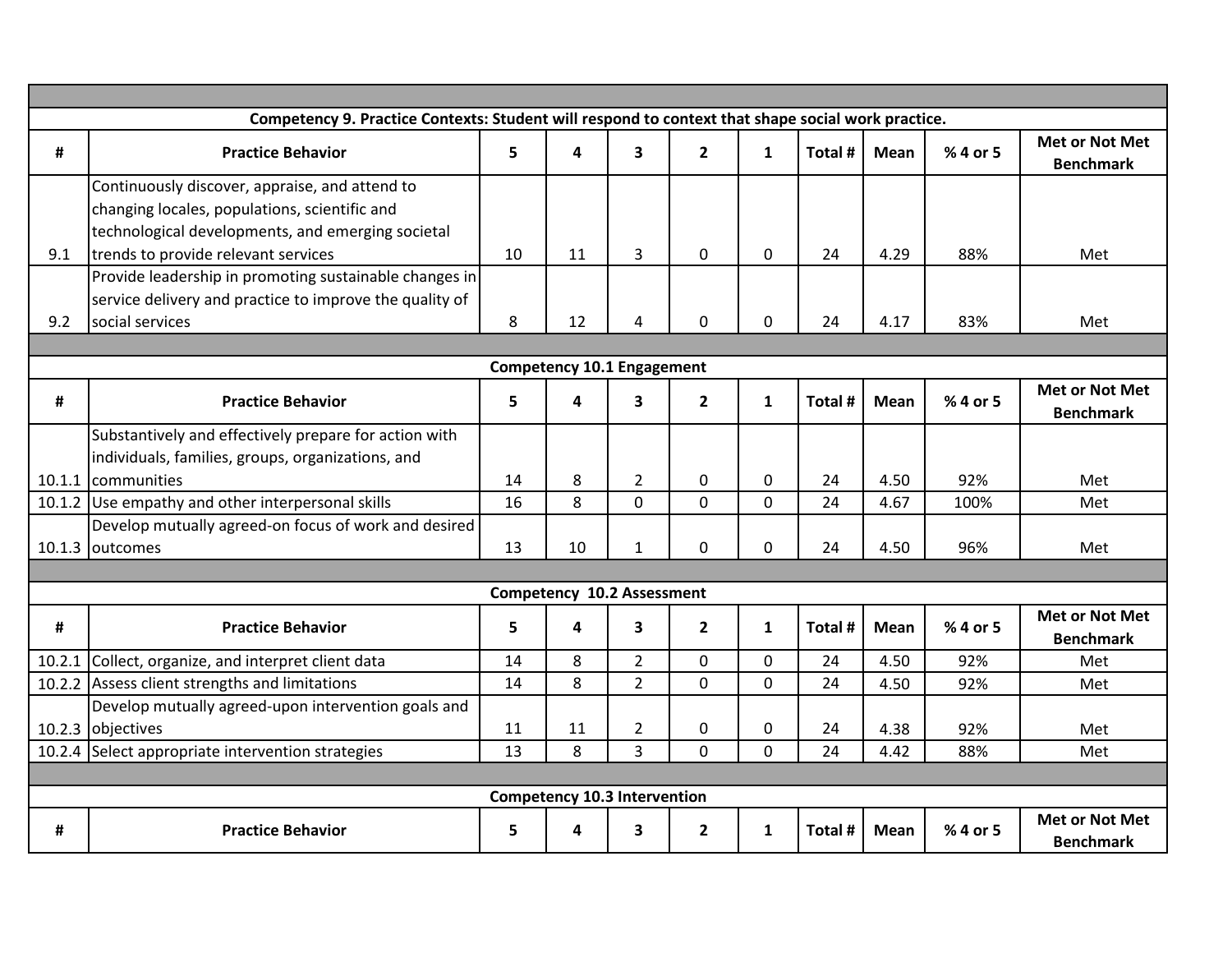**Competency 9. Practice Contexts: Student will respond to context that shape social work practice.**

| # | Practice Behavior | 5 | 4 | 3 | 2 | 1 | Total # | Mean | % 4 or 5 | Met or Not Met Benchmark |
|---|---|---|---|---|---|---|---|---|---|---|
| 9.1 | Continuously discover, appraise, and attend to changing locales, populations, scientific and technological developments, and emerging societal trends to provide relevant services | 10 | 11 | 3 | 0 | 0 | 24 | 4.29 | 88% | Met |
| 9.2 | Provide leadership in promoting sustainable changes in service delivery and practice to improve the quality of social services | 8 | 12 | 4 | 0 | 0 | 24 | 4.17 | 83% | Met |

**Competency 10.1 Engagement**

| # | Practice Behavior | 5 | 4 | 3 | 2 | 1 | Total # | Mean | % 4 or 5 | Met or Not Met Benchmark |
|---|---|---|---|---|---|---|---|---|---|---|
| 10.1.1 | Substantively and effectively prepare for action with individuals, families, groups, organizations, and communities | 14 | 8 | 2 | 0 | 0 | 24 | 4.50 | 92% | Met |
| 10.1.2 | Use empathy and other interpersonal skills | 16 | 8 | 0 | 0 | 0 | 24 | 4.67 | 100% | Met |
| 10.1.3 | Develop mutually agreed-on focus of work and desired outcomes | 13 | 10 | 1 | 0 | 0 | 24 | 4.50 | 96% | Met |

**Competency 10.2 Assessment**

| # | Practice Behavior | 5 | 4 | 3 | 2 | 1 | Total # | Mean | % 4 or 5 | Met or Not Met Benchmark |
|---|---|---|---|---|---|---|---|---|---|---|
| 10.2.1 | Collect, organize, and interpret client data | 14 | 8 | 2 | 0 | 0 | 24 | 4.50 | 92% | Met |
| 10.2.2 | Assess client strengths and limitations | 14 | 8 | 2 | 0 | 0 | 24 | 4.50 | 92% | Met |
| 10.2.3 | Develop mutually agreed-upon intervention goals and objectives | 11 | 11 | 2 | 0 | 0 | 24 | 4.38 | 92% | Met |
| 10.2.4 | Select appropriate intervention strategies | 13 | 8 | 3 | 0 | 0 | 24 | 4.42 | 88% | Met |

**Competency 10.3 Intervention**

| # | Practice Behavior | 5 | 4 | 3 | 2 | 1 | Total # | Mean | % 4 or 5 | Met or Not Met Benchmark |
|---|---|---|---|---|---|---|---|---|---|---|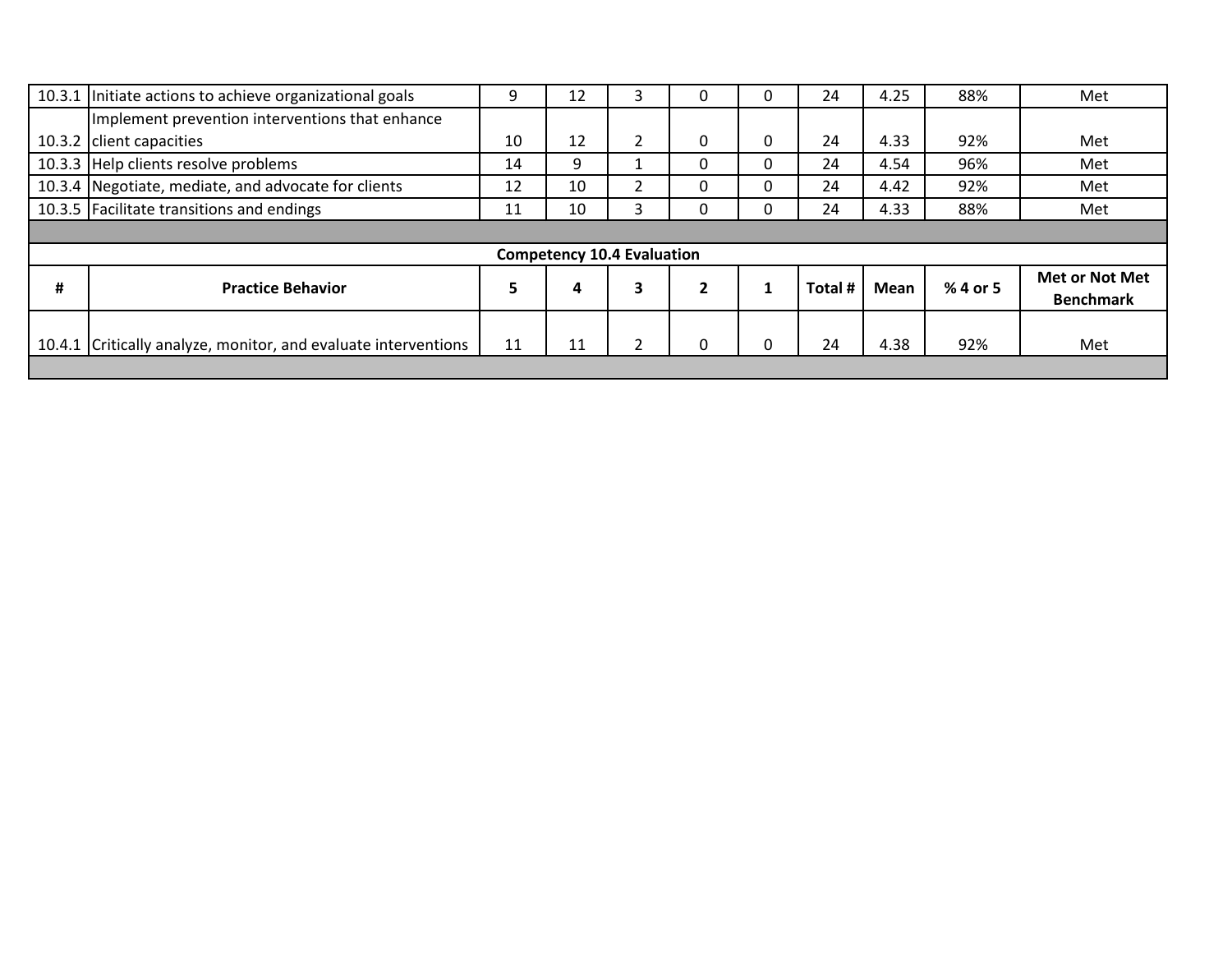| | | | | | | | | | | |
|---|---|---|---|---|---|---|---|---|---|---|
| 10.3.1 | Initiate actions to achieve organizational goals | 9 | 12 | 3 | 0 | 0 | 24 | 4.25 | 88% | Met |
| 10.3.2 | Implement prevention interventions that enhance client capacities | 10 | 12 | 2 | 0 | 0 | 24 | 4.33 | 92% | Met |
| 10.3.3 | Help clients resolve problems | 14 | 9 | 1 | 0 | 0 | 24 | 4.54 | 96% | Met |
| 10.3.4 | Negotiate, mediate, and advocate for clients | 12 | 10 | 2 | 0 | 0 | 24 | 4.42 | 92% | Met |
| 10.3.5 | Facilitate transitions and endings | 11 | 10 | 3 | 0 | 0 | 24 | 4.33 | 88% | Met |

**Competency 10.4 Evaluation**

| # | Practice Behavior | 5 | 4 | 3 | 2 | 1 | Total # | Mean | % 4 or 5 | Met or Not Met Benchmark |
|---|---|---|---|---|---|---|---|---|---|---|
| 10.4.1 | Critically analyze, monitor, and evaluate interventions | 11 | 11 | 2 | 0 | 0 | 24 | 4.38 | 92% | Met |